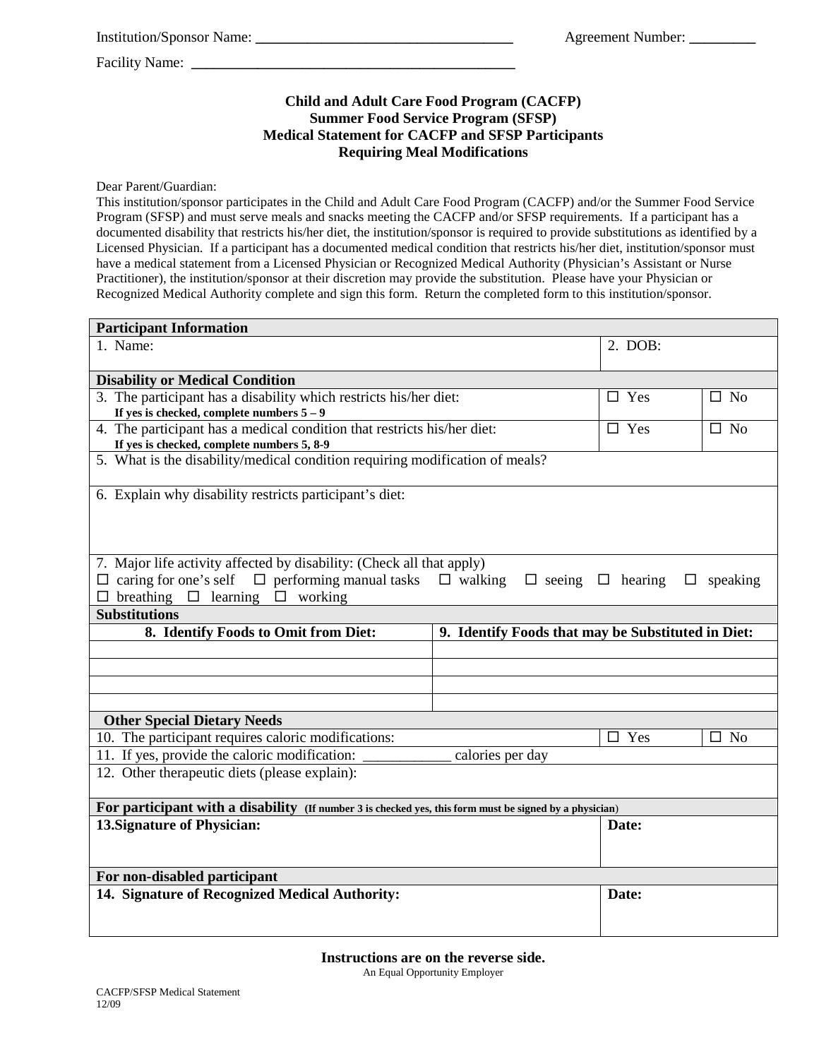Institution/Sponsor Name: ___________________________________ Agreement Number: _________

Facility Name: ____________________________________________

**Child and Adult Care Food Program (CACFP)**
**Summer Food Service Program (SFSP)**
**Medical Statement for CACFP and SFSP Participants**
**Requiring Meal Modifications**

Dear Parent/Guardian:

This institution/sponsor participates in the Child and Adult Care Food Program (CACFP) and/or the Summer Food Service Program (SFSP) and must serve meals and snacks meeting the CACFP and/or SFSP requirements. If a participant has a documented disability that restricts his/her diet, the institution/sponsor is required to provide substitutions as identified by a Licensed Physician. If a participant has a documented medical condition that restricts his/her diet, institution/sponsor must have a medical statement from a Licensed Physician or Recognized Medical Authority (Physician's Assistant or Nurse Practitioner), the institution/sponsor at their discretion may provide the substitution. Please have your Physician or Recognized Medical Authority complete and sign this form. Return the completed form to this institution/sponsor.

| **Participant Information** | | | |
|---|---|---|---|
| 1. Name: | | 2. DOB: | |
| **Disability or Medical Condition** | | | |
| 3. The participant has a disability which restricts his/her diet: **If yes is checked, complete numbers 5 – 9** | | ☐ Yes | ☐ No |
| 4. The participant has a medical condition that restricts his/her diet: **If yes is checked, complete numbers 5, 8-9** | | ☐ Yes | ☐ No |
| 5. What is the disability/medical condition requiring modification of meals? | | | |
| 6. Explain why disability restricts participant's diet: | | | |
| 7. Major life activity affected by disability: (Check all that apply) ☐ caring for one's self ☐ performing manual tasks ☐ walking ☐ seeing ☐ hearing ☐ speaking ☐ breathing ☐ learning ☐ working | | | |
| **Substitutions** | | | |
| **8. Identify Foods to Omit from Diet:** | **9. Identify Foods that may be Substituted in Diet:** | | |
| | | | |
| | | | |
| | | | |
| | | | |
| **Other Special Dietary Needs** | | | |
| 10. The participant requires caloric modifications: | | ☐ Yes | ☐ No |
| 11. If yes, provide the caloric modification: ____________ calories per day | | | |
| 12. Other therapeutic diets (please explain): | | | |
| **For participant with a disability** **(If number 3 is checked yes, this form must be signed by a physician)** | | | |
| **13. Signature of Physician:** | | **Date:** | |
| **For non-disabled participant** | | | |
| **14. Signature of Recognized Medical Authority:** | | **Date:** | |

**Instructions are on the reverse side.**

An Equal Opportunity Employer

CACFP/SFSP Medical Statement
12/09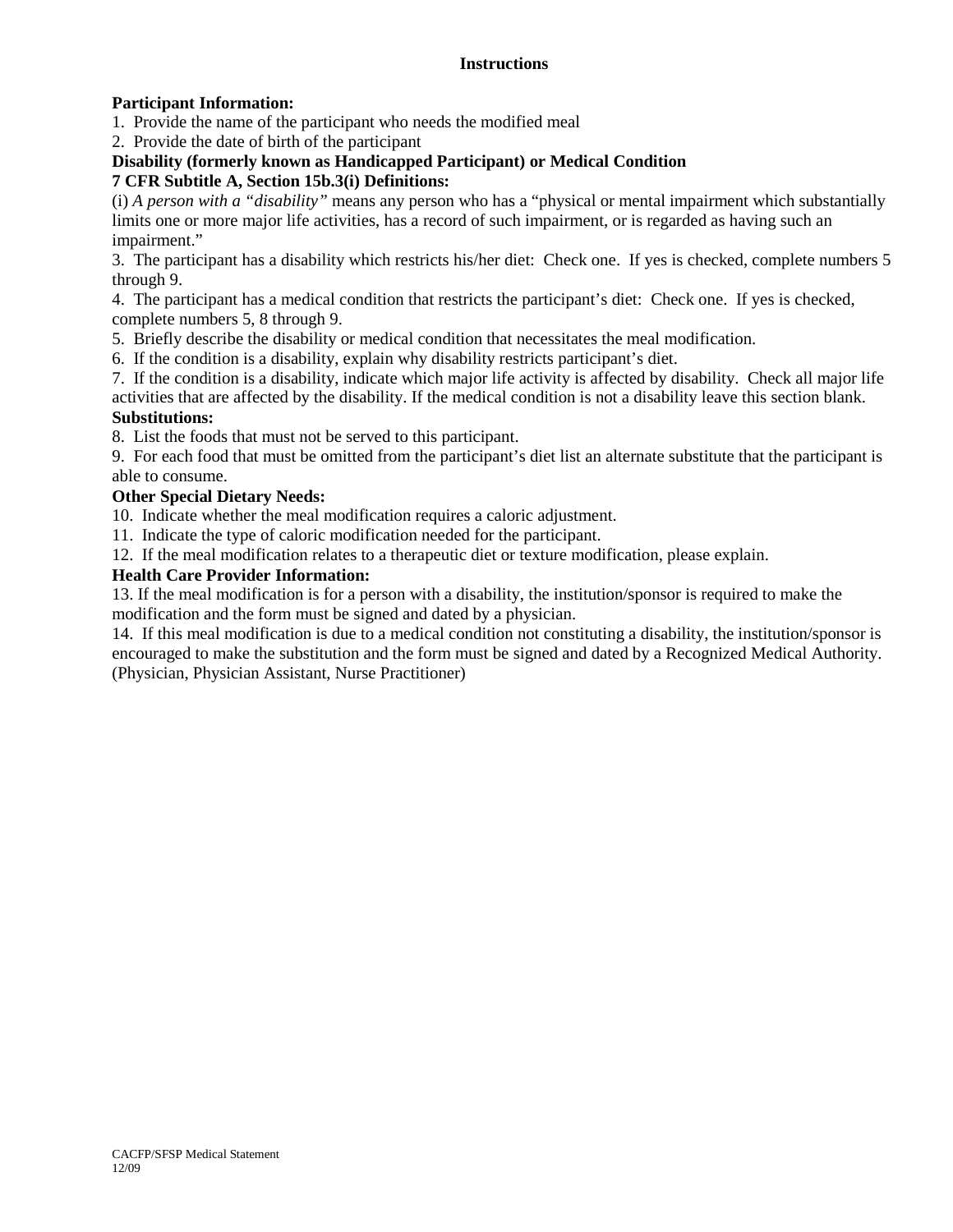## Instructions

**Participant Information:**

1. Provide the name of the participant who needs the modified meal
2. Provide the date of birth of the participant

**Disability (formerly known as Handicapped Participant) or Medical Condition**

**7 CFR Subtitle A, Section 15b.3(i) Definitions:**

(i) *A person with a "disability"* means any person who has a "physical or mental impairment which substantially limits one or more major life activities, has a record of such impairment, or is regarded as having such an impairment."

3. The participant has a disability which restricts his/her diet: Check one. If yes is checked, complete numbers 5 through 9.
4. The participant has a medical condition that restricts the participant's diet: Check one. If yes is checked, complete numbers 5, 8 through 9.
5. Briefly describe the disability or medical condition that necessitates the meal modification.
6. If the condition is a disability, explain why disability restricts participant's diet.
7. If the condition is a disability, indicate which major life activity is affected by disability. Check all major life activities that are affected by the disability. If the medical condition is not a disability leave this section blank.

**Substitutions:**

8. List the foods that must not be served to this participant.
9. For each food that must be omitted from the participant's diet list an alternate substitute that the participant is able to consume.

**Other Special Dietary Needs:**

10. Indicate whether the meal modification requires a caloric adjustment.
11. Indicate the type of caloric modification needed for the participant.
12. If the meal modification relates to a therapeutic diet or texture modification, please explain.

**Health Care Provider Information:**

13. If the meal modification is for a person with a disability, the institution/sponsor is required to make the modification and the form must be signed and dated by a physician.
14. If this meal modification is due to a medical condition not constituting a disability, the institution/sponsor is encouraged to make the substitution and the form must be signed and dated by a Recognized Medical Authority. (Physician, Physician Assistant, Nurse Practitioner)

CACFP/SFSP Medical Statement
12/09